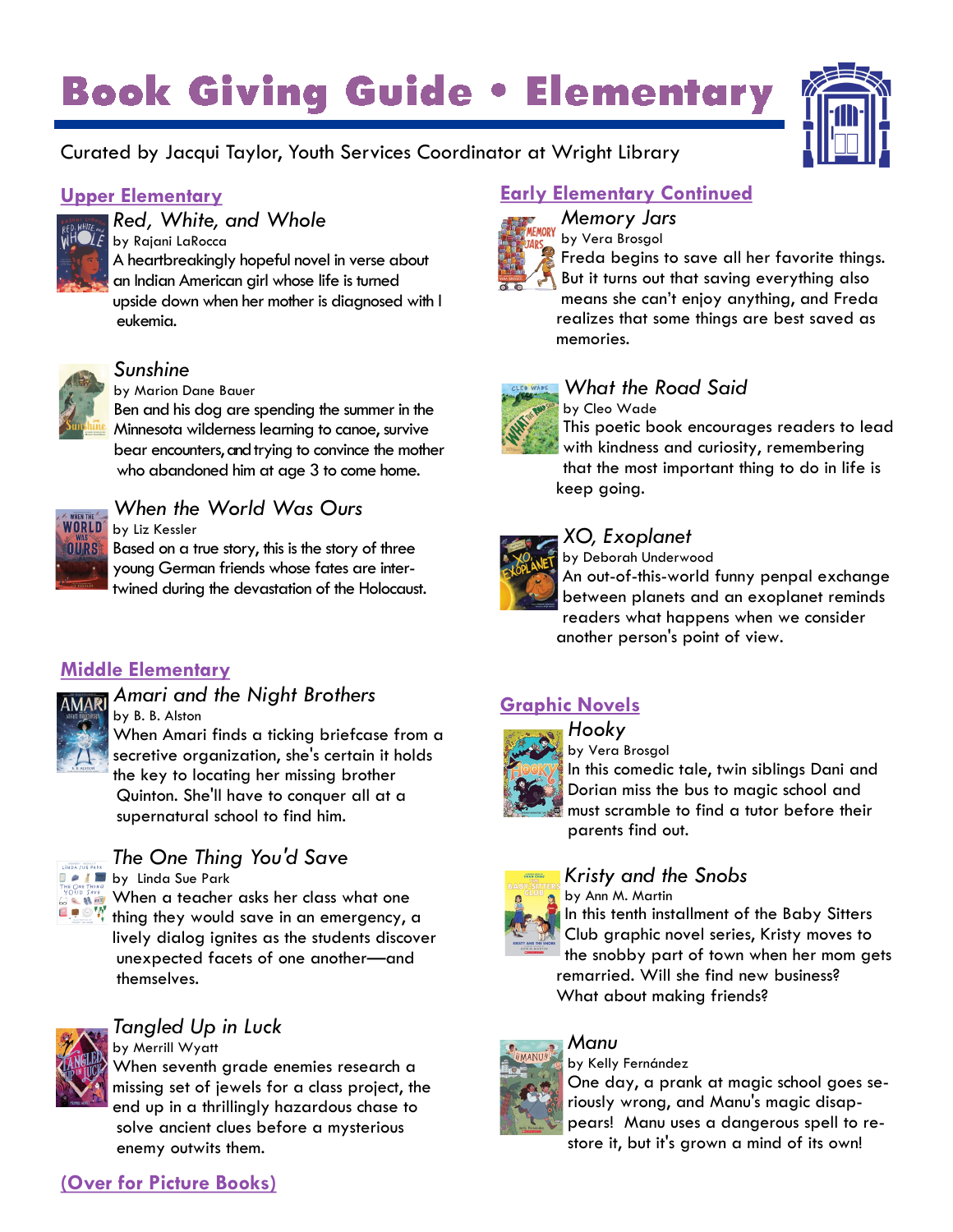# Book Giving Guide • Elementary

Curated by Jacqui Taylor, Youth Services Coordinator at Wright Library

## Upper Elementary

### *Red, White, and Whole*
by Rajani LaRocca

A heartbreakingly hopeful novel in verse about an Indian American girl whose life is turned upside down when her mother is diagnosed with leukemia.

### *Sunshine*
by Marion Dane Bauer

Ben and his dog are spending the summer in the Minnesota wilderness learning to canoe, survive bear encounters, and trying to convince the mother who abandoned him at age 3 to come home.

### *When the World Was Ours*
by Liz Kessler

Based on a true story, this is the story of three young German friends whose fates are intertwined during the devastation of the Holocaust.

## Middle Elementary

### *Amari and the Night Brothers*
by B. B. Alston

When Amari finds a ticking briefcase from a secretive organization, she's certain it holds the key to locating her missing brother Quinton. She'll have to conquer all at a supernatural school to find him.

### *The One Thing You'd Save*
by Linda Sue Park

When a teacher asks her class what one thing they would save in an emergency, a lively dialog ignites as the students discover unexpected facets of one another—and themselves.

### *Tangled Up in Luck*
by Merrill Wyatt

When seventh grade enemies research a missing set of jewels for a class project, the end up in a thrillingly hazardous chase to solve ancient clues before a mysterious enemy outwits them.

(Over for Picture Books)

## Early Elementary Continued

### *Memory Jars*
by Vera Brosgol

Freda begins to save all her favorite things. But it turns out that saving everything also means she can't enjoy anything, and Freda realizes that some things are best saved as memories.

### *What the Road Said*
by Cleo Wade

This poetic book encourages readers to lead with kindness and curiosity, remembering that the most important thing to do in life is keep going.

### *XO, Exoplanet*
by Deborah Underwood

An out-of-this-world funny penpal exchange between planets and an exoplanet reminds readers what happens when we consider another person's point of view.

## Graphic Novels

### *Hooky*
by Vera Brosgol

In this comedic tale, twin siblings Dani and Dorian miss the bus to magic school and must scramble to find a tutor before their parents find out.

### *Kristy and the Snobs*
by Ann M. Martin

In this tenth installment of the Baby Sitters Club graphic novel series, Kristy moves to the snobby part of town when her mom gets remarried. Will she find new business? What about making friends?

### *Manu*
by Kelly Fernández

One day, a prank at magic school goes seriously wrong, and Manu's magic disappears! Manu uses a dangerous spell to restore it, but it's grown a mind of its own!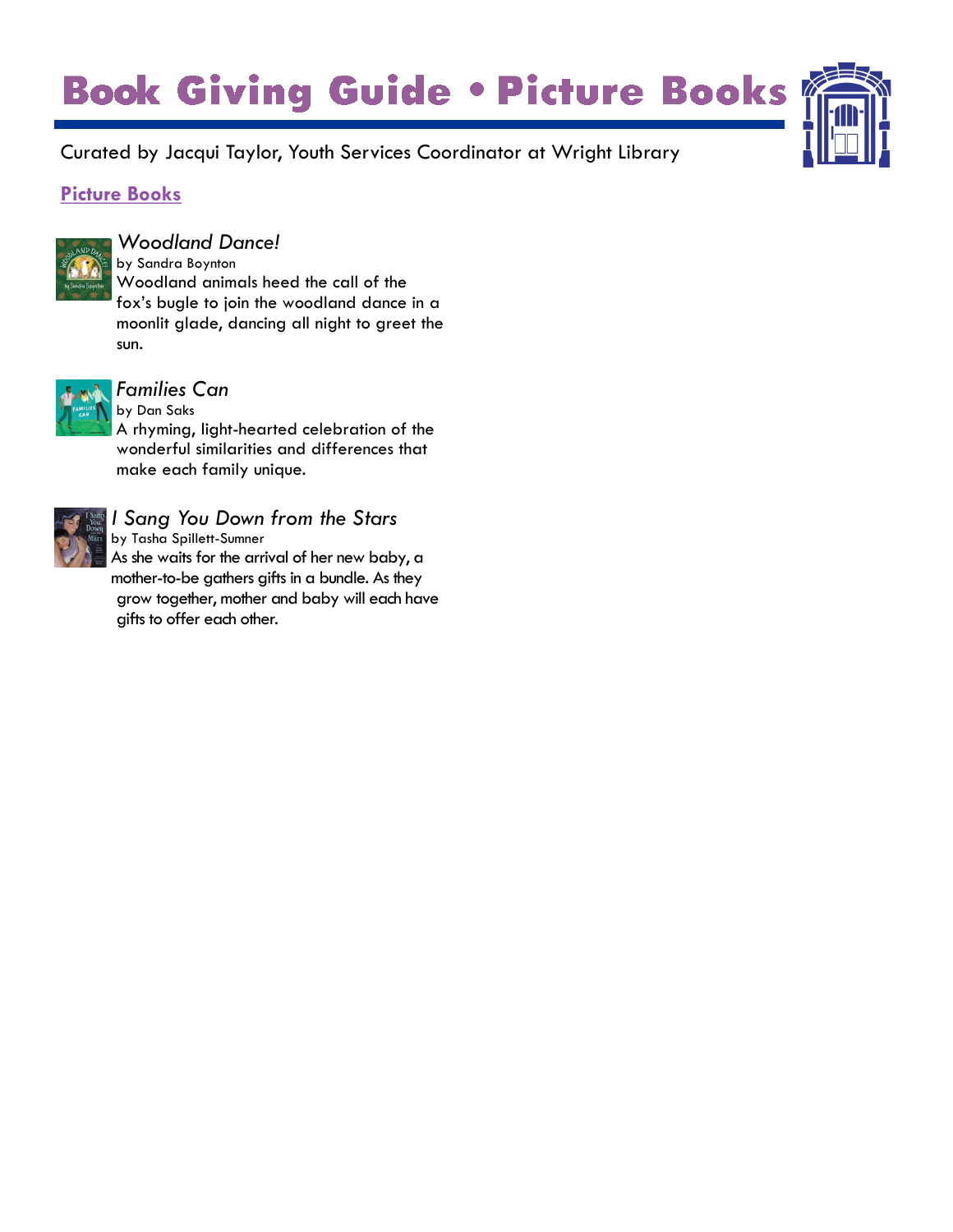# Book Giving Guide • Picture Books

Curated by Jacqui Taylor, Youth Services Coordinator at Wright Library

## Picture Books

### *Woodland Dance!*

by Sandra Boynton

Woodland animals heed the call of the fox's bugle to join the woodland dance in a moonlit glade, dancing all night to greet the sun.

### *Families Can*

by Dan Saks

A rhyming, light-hearted celebration of the wonderful similarities and differences that make each family unique.

### *I Sang You Down from the Stars*

by Tasha Spillett-Sumner

As she waits for the arrival of her new baby, a mother-to-be gathers gifts in a bundle. As they grow together, mother and baby will each have gifts to offer each other.